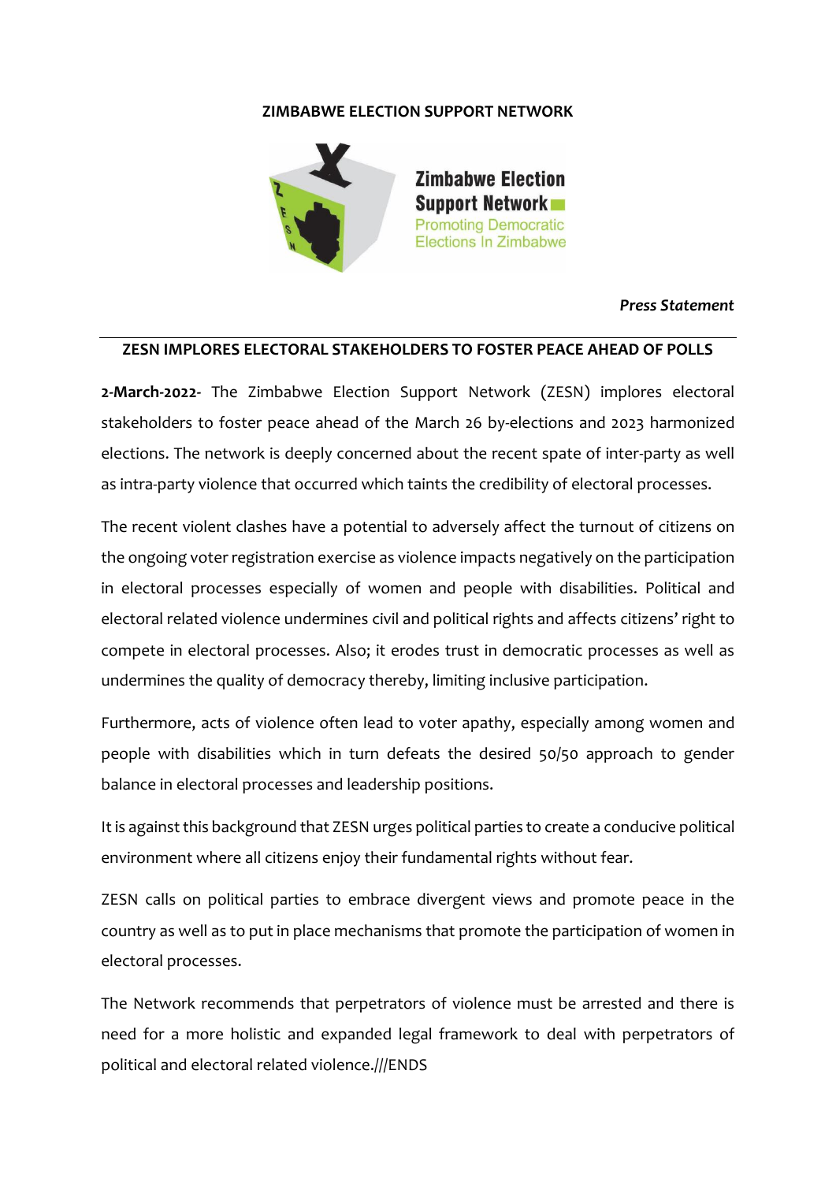**ZIMBABWE ELECTION SUPPORT NETWORK**

Zimbabwe Election Support Network
Promoting Democratic Elections In Zimbabwe

***Press Statement***

---

**ZESN IMPLORES ELECTORAL STAKEHOLDERS TO FOSTER PEACE AHEAD OF POLLS**

**2-March-2022-** The Zimbabwe Election Support Network (ZESN) implores electoral stakeholders to foster peace ahead of the March 26 by-elections and 2023 harmonized elections. The network is deeply concerned about the recent spate of inter-party as well as intra-party violence that occurred which taints the credibility of electoral processes.

The recent violent clashes have a potential to adversely affect the turnout of citizens on the ongoing voter registration exercise as violence impacts negatively on the participation in electoral processes especially of women and people with disabilities. Political and electoral related violence undermines civil and political rights and affects citizens' right to compete in electoral processes. Also; it erodes trust in democratic processes as well as undermines the quality of democracy thereby, limiting inclusive participation.

Furthermore, acts of violence often lead to voter apathy, especially among women and people with disabilities which in turn defeats the desired 50/50 approach to gender balance in electoral processes and leadership positions.

It is against this background that ZESN urges political parties to create a conducive political environment where all citizens enjoy their fundamental rights without fear.

ZESN calls on political parties to embrace divergent views and promote peace in the country as well as to put in place mechanisms that promote the participation of women in electoral processes.

The Network recommends that perpetrators of violence must be arrested and there is need for a more holistic and expanded legal framework to deal with perpetrators of political and electoral related violence.///ENDS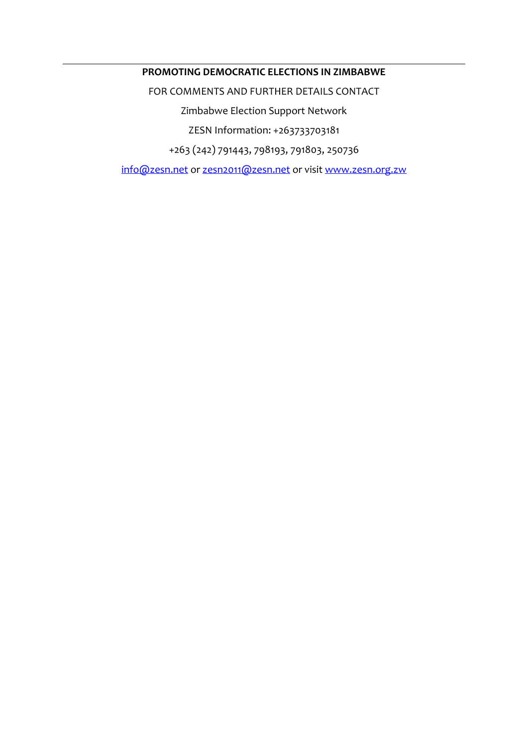---

**PROMOTING DEMOCRATIC ELECTIONS IN ZIMBABWE**

FOR COMMENTS AND FURTHER DETAILS CONTACT

Zimbabwe Election Support Network

ZESN Information: +263733703181

+263 (242) 791443, 798193, 791803, 250736

info@zesn.net or zesn2011@zesn.net or visit www.zesn.org.zw